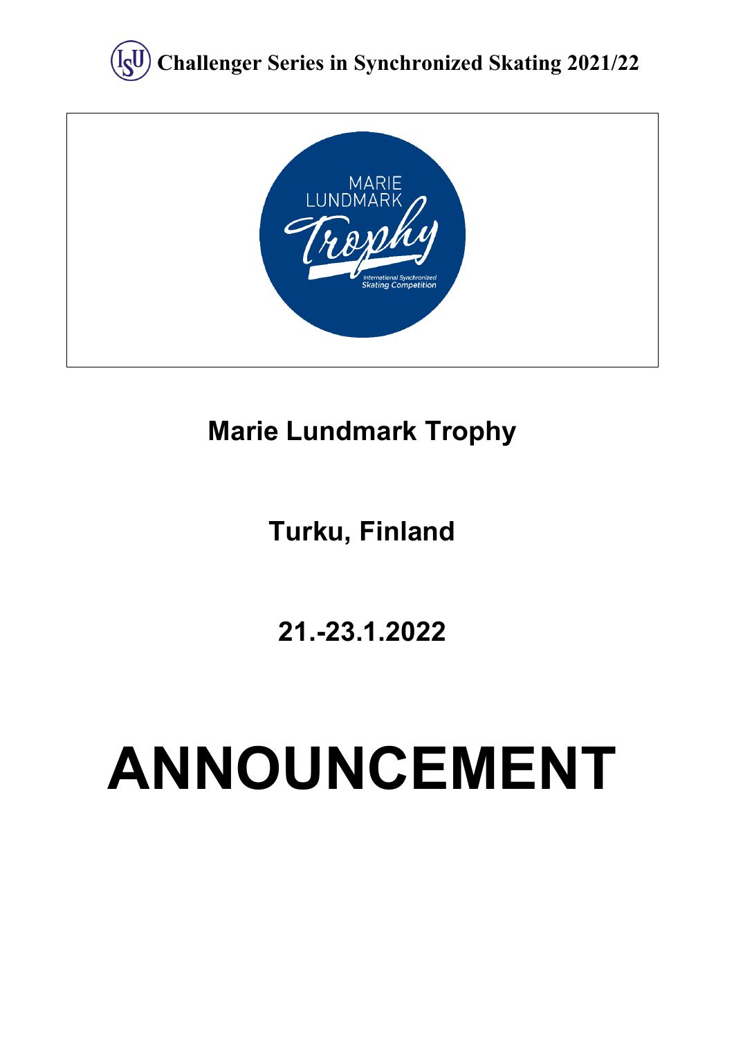# Challenger Series in Synchronized Skating 2021/22

## Marie Lundmark Trophy

## Turku, Finland

## 21.-23.1.2022

# ANNOUNCEMENT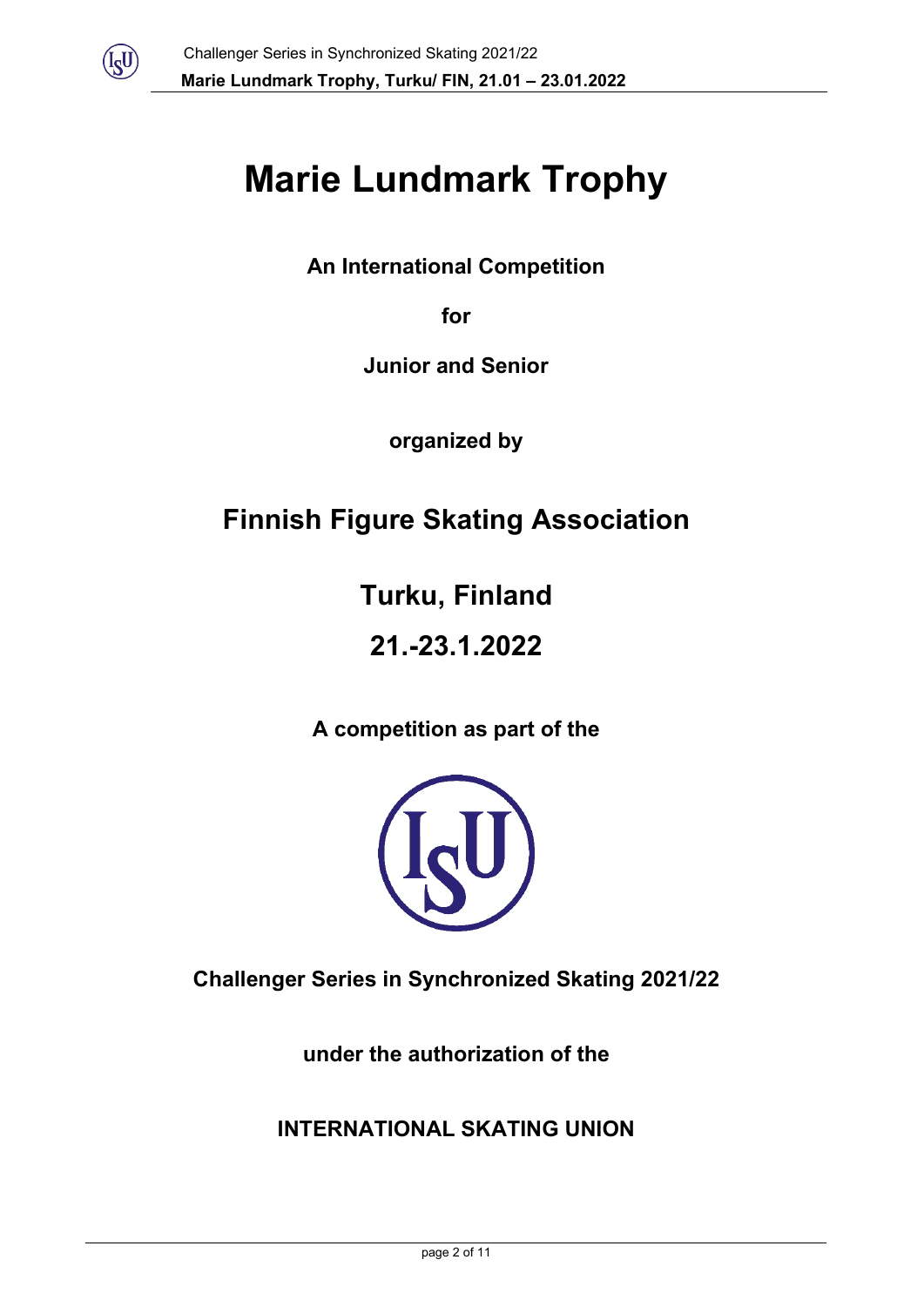# Marie Lundmark Trophy

**An International Competition**

**for**

**Junior and Senior**

**organized by**

## Finnish Figure Skating Association

## Turku, Finland

## 21.-23.1.2022

**A competition as part of the**

**Challenger Series in Synchronized Skating 2021/22**

**under the authorization of the**

**INTERNATIONAL SKATING UNION**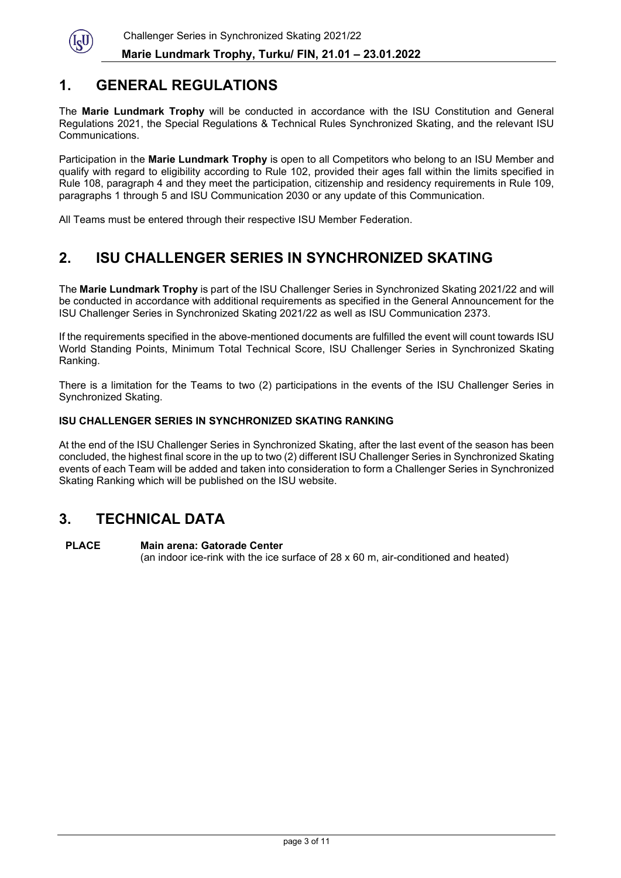## 1. GENERAL REGULATIONS

The **Marie Lundmark Trophy** will be conducted in accordance with the ISU Constitution and General Regulations 2021, the Special Regulations & Technical Rules Synchronized Skating, and the relevant ISU Communications.

Participation in the **Marie Lundmark Trophy** is open to all Competitors who belong to an ISU Member and qualify with regard to eligibility according to Rule 102, provided their ages fall within the limits specified in Rule 108, paragraph 4 and they meet the participation, citizenship and residency requirements in Rule 109, paragraphs 1 through 5 and ISU Communication 2030 or any update of this Communication.

All Teams must be entered through their respective ISU Member Federation.

## 2. ISU CHALLENGER SERIES IN SYNCHRONIZED SKATING

The **Marie Lundmark Trophy** is part of the ISU Challenger Series in Synchronized Skating 2021/22 and will be conducted in accordance with additional requirements as specified in the General Announcement for the ISU Challenger Series in Synchronized Skating 2021/22 as well as ISU Communication 2373.

If the requirements specified in the above-mentioned documents are fulfilled the event will count towards ISU World Standing Points, Minimum Total Technical Score, ISU Challenger Series in Synchronized Skating Ranking.

There is a limitation for the Teams to two (2) participations in the events of the ISU Challenger Series in Synchronized Skating.

### ISU CHALLENGER SERIES IN SYNCHRONIZED SKATING RANKING

At the end of the ISU Challenger Series in Synchronized Skating, after the last event of the season has been concluded, the highest final score in the up to two (2) different ISU Challenger Series in Synchronized Skating events of each Team will be added and taken into consideration to form a Challenger Series in Synchronized Skating Ranking which will be published on the ISU website.

## 3. TECHNICAL DATA

**PLACE** **Main arena: Gatorade Center**
(an indoor ice-rink with the ice surface of 28 x 60 m, air-conditioned and heated)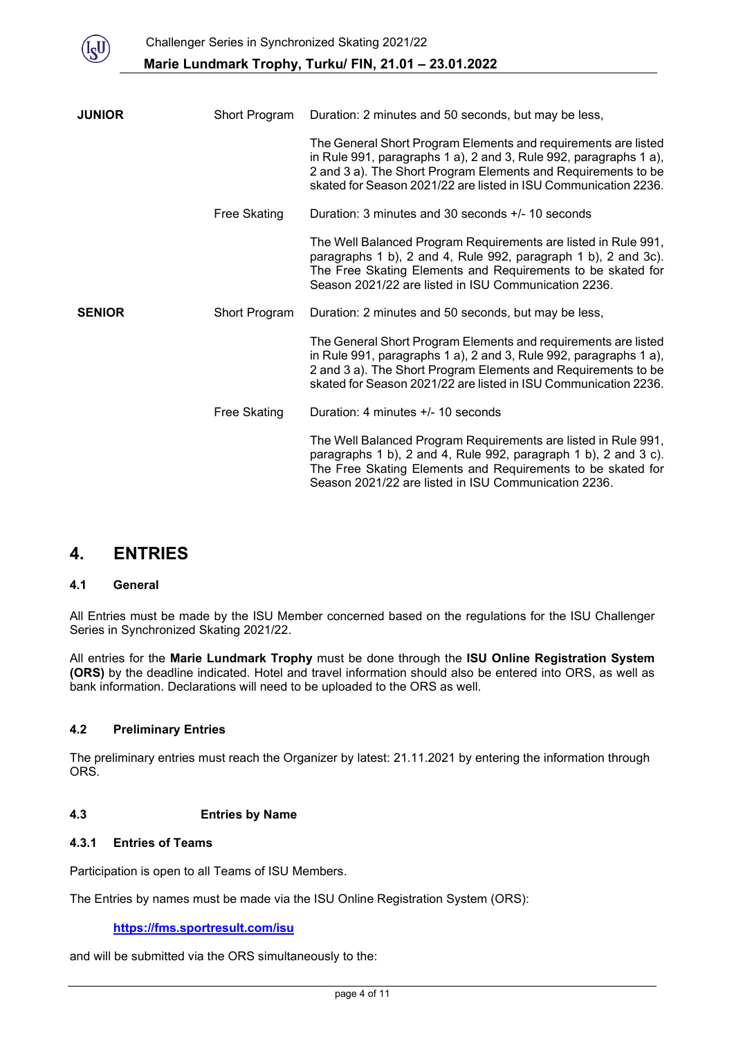| | | |
|---|---|---|
| **JUNIOR** | Short Program | Duration: 2 minutes and 50 seconds, but may be less, |
| | | The General Short Program Elements and requirements are listed in Rule 991, paragraphs 1 a), 2 and 3, Rule 992, paragraphs 1 a), 2 and 3 a). The Short Program Elements and Requirements to be skated for Season 2021/22 are listed in ISU Communication 2236. |
| | Free Skating | Duration: 3 minutes and 30 seconds +/- 10 seconds |
| | | The Well Balanced Program Requirements are listed in Rule 991, paragraphs 1 b), 2 and 4, Rule 992, paragraph 1 b), 2 and 3c). The Free Skating Elements and Requirements to be skated for Season 2021/22 are listed in ISU Communication 2236. |
| **SENIOR** | Short Program | Duration: 2 minutes and 50 seconds, but may be less, |
| | | The General Short Program Elements and requirements are listed in Rule 991, paragraphs 1 a), 2 and 3, Rule 992, paragraphs 1 a), 2 and 3 a). The Short Program Elements and Requirements to be skated for Season 2021/22 are listed in ISU Communication 2236. |
| | Free Skating | Duration: 4 minutes +/- 10 seconds |
| | | The Well Balanced Program Requirements are listed in Rule 991, paragraphs 1 b), 2 and 4, Rule 992, paragraph 1 b), 2 and 3 c). The Free Skating Elements and Requirements to be skated for Season 2021/22 are listed in ISU Communication 2236. |

# 4. ENTRIES

### 4.1 General

All Entries must be made by the ISU Member concerned based on the regulations for the ISU Challenger Series in Synchronized Skating 2021/22.

All entries for the **Marie Lundmark Trophy** must be done through the **ISU Online Registration System (ORS)** by the deadline indicated. Hotel and travel information should also be entered into ORS, as well as bank information. Declarations will need to be uploaded to the ORS as well.

### 4.2 Preliminary Entries

The preliminary entries must reach the Organizer by latest: 21.11.2021 by entering the information through ORS.

### 4.3 Entries by Name

#### 4.3.1 Entries of Teams

Participation is open to all Teams of ISU Members.

The Entries by names must be made via the ISU Online Registration System (ORS):

**https://fms.sportresult.com/isu**

and will be submitted via the ORS simultaneously to the: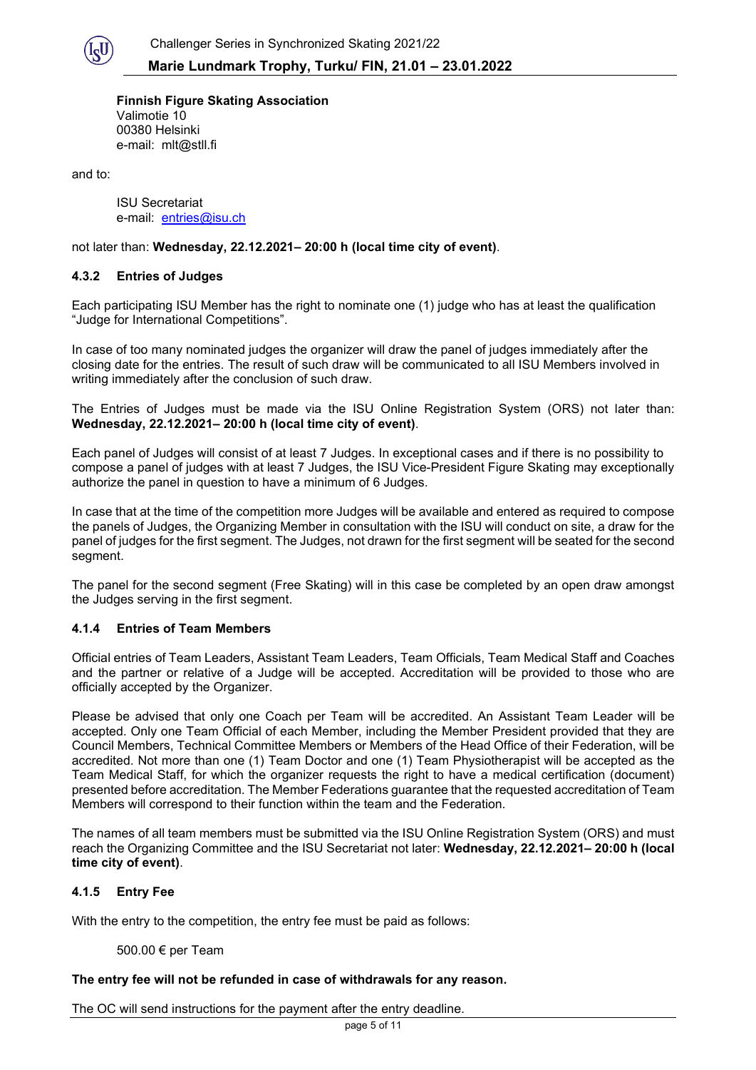**Finnish Figure Skating Association**
Valimotie 10
00380 Helsinki
e-mail: mlt@stll.fi

and to:

ISU Secretariat
e-mail: entries@isu.ch

not later than: **Wednesday, 22.12.2021– 20:00 h (local time city of event)**.

### 4.3.2 Entries of Judges

Each participating ISU Member has the right to nominate one (1) judge who has at least the qualification "Judge for International Competitions".

In case of too many nominated judges the organizer will draw the panel of judges immediately after the closing date for the entries. The result of such draw will be communicated to all ISU Members involved in writing immediately after the conclusion of such draw.

The Entries of Judges must be made via the ISU Online Registration System (ORS) not later than: **Wednesday, 22.12.2021– 20:00 h (local time city of event)**.

Each panel of Judges will consist of at least 7 Judges. In exceptional cases and if there is no possibility to compose a panel of judges with at least 7 Judges, the ISU Vice-President Figure Skating may exceptionally authorize the panel in question to have a minimum of 6 Judges.

In case that at the time of the competition more Judges will be available and entered as required to compose the panels of Judges, the Organizing Member in consultation with the ISU will conduct on site, a draw for the panel of judges for the first segment. The Judges, not drawn for the first segment will be seated for the second segment.

The panel for the second segment (Free Skating) will in this case be completed by an open draw amongst the Judges serving in the first segment.

### 4.1.4 Entries of Team Members

Official entries of Team Leaders, Assistant Team Leaders, Team Officials, Team Medical Staff and Coaches and the partner or relative of a Judge will be accepted. Accreditation will be provided to those who are officially accepted by the Organizer.

Please be advised that only one Coach per Team will be accredited. An Assistant Team Leader will be accepted. Only one Team Official of each Member, including the Member President provided that they are Council Members, Technical Committee Members or Members of the Head Office of their Federation, will be accredited. Not more than one (1) Team Doctor and one (1) Team Physiotherapist will be accepted as the Team Medical Staff, for which the organizer requests the right to have a medical certification (document) presented before accreditation. The Member Federations guarantee that the requested accreditation of Team Members will correspond to their function within the team and the Federation.

The names of all team members must be submitted via the ISU Online Registration System (ORS) and must reach the Organizing Committee and the ISU Secretariat not later: **Wednesday, 22.12.2021– 20:00 h (local time city of event)**.

### 4.1.5 Entry Fee

With the entry to the competition, the entry fee must be paid as follows:

500.00 € per Team

**The entry fee will not be refunded in case of withdrawals for any reason.**

The OC will send instructions for the payment after the entry deadline.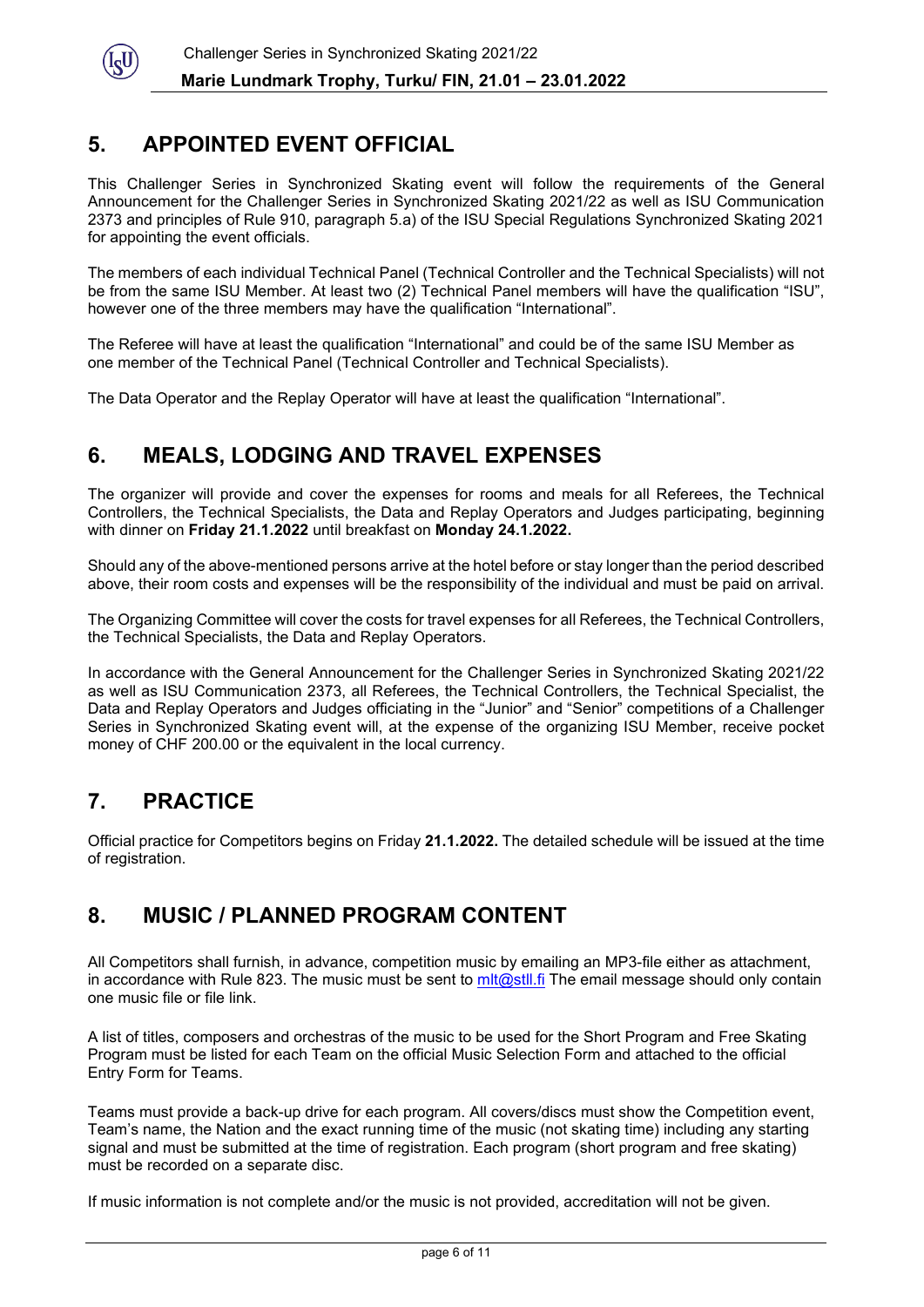## 5. APPOINTED EVENT OFFICIAL

This Challenger Series in Synchronized Skating event will follow the requirements of the General Announcement for the Challenger Series in Synchronized Skating 2021/22 as well as ISU Communication 2373 and principles of Rule 910, paragraph 5.a) of the ISU Special Regulations Synchronized Skating 2021 for appointing the event officials.

The members of each individual Technical Panel (Technical Controller and the Technical Specialists) will not be from the same ISU Member. At least two (2) Technical Panel members will have the qualification "ISU", however one of the three members may have the qualification "International".

The Referee will have at least the qualification "International" and could be of the same ISU Member as one member of the Technical Panel (Technical Controller and Technical Specialists).

The Data Operator and the Replay Operator will have at least the qualification "International".

## 6. MEALS, LODGING AND TRAVEL EXPENSES

The organizer will provide and cover the expenses for rooms and meals for all Referees, the Technical Controllers, the Technical Specialists, the Data and Replay Operators and Judges participating, beginning with dinner on **Friday 21.1.2022** until breakfast on **Monday 24.1.2022.**

Should any of the above-mentioned persons arrive at the hotel before or stay longer than the period described above, their room costs and expenses will be the responsibility of the individual and must be paid on arrival.

The Organizing Committee will cover the costs for travel expenses for all Referees, the Technical Controllers, the Technical Specialists, the Data and Replay Operators.

In accordance with the General Announcement for the Challenger Series in Synchronized Skating 2021/22 as well as ISU Communication 2373, all Referees, the Technical Controllers, the Technical Specialist, the Data and Replay Operators and Judges officiating in the "Junior" and "Senior" competitions of a Challenger Series in Synchronized Skating event will, at the expense of the organizing ISU Member, receive pocket money of CHF 200.00 or the equivalent in the local currency.

## 7. PRACTICE

Official practice for Competitors begins on Friday **21.1.2022.** The detailed schedule will be issued at the time of registration.

## 8. MUSIC / PLANNED PROGRAM CONTENT

All Competitors shall furnish, in advance, competition music by emailing an MP3-file either as attachment, in accordance with Rule 823. The music must be sent to mlt@stll.fi The email message should only contain one music file or file link.

A list of titles, composers and orchestras of the music to be used for the Short Program and Free Skating Program must be listed for each Team on the official Music Selection Form and attached to the official Entry Form for Teams.

Teams must provide a back-up drive for each program. All covers/discs must show the Competition event, Team's name, the Nation and the exact running time of the music (not skating time) including any starting signal and must be submitted at the time of registration. Each program (short program and free skating) must be recorded on a separate disc.

If music information is not complete and/or the music is not provided, accreditation will not be given.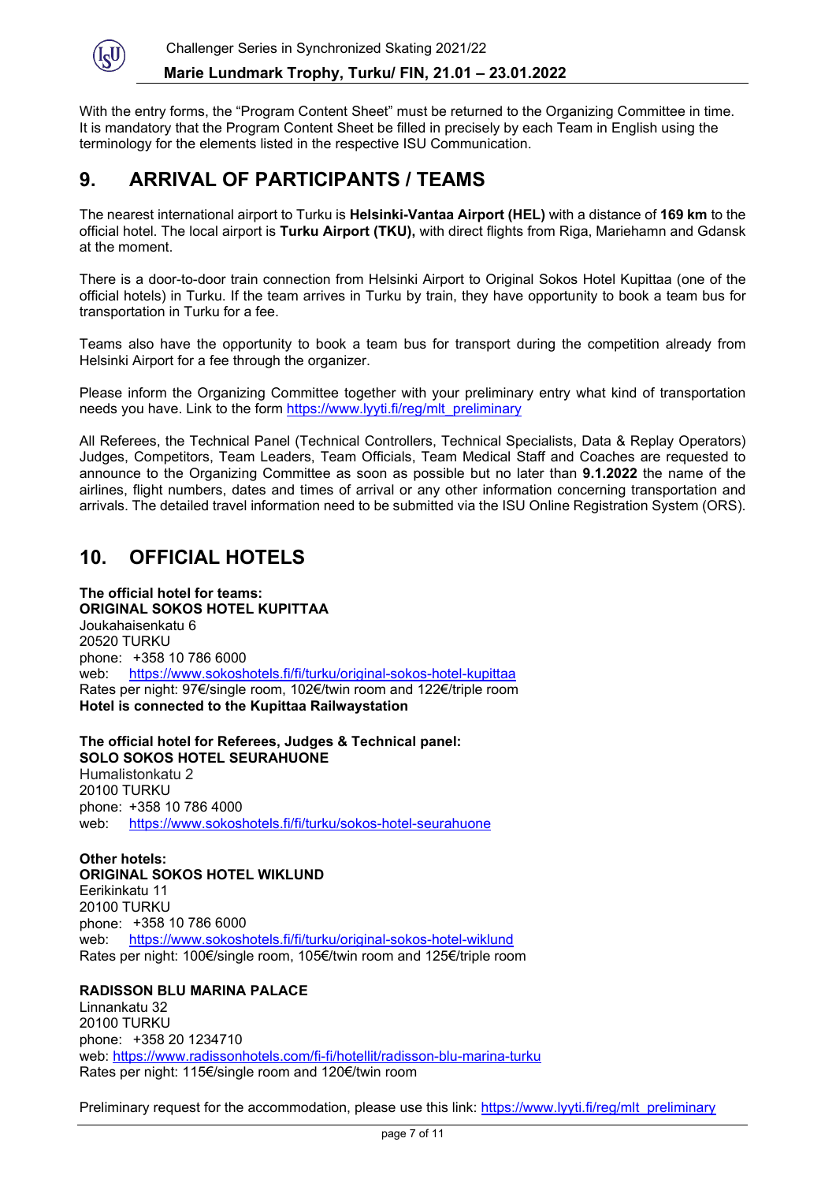With the entry forms, the "Program Content Sheet" must be returned to the Organizing Committee in time. It is mandatory that the Program Content Sheet be filled in precisely by each Team in English using the terminology for the elements listed in the respective ISU Communication.

## 9. ARRIVAL OF PARTICIPANTS / TEAMS

The nearest international airport to Turku is **Helsinki-Vantaa Airport (HEL)** with a distance of **169 km** to the official hotel. The local airport is **Turku Airport (TKU),** with direct flights from Riga, Mariehamn and Gdansk at the moment.

There is a door-to-door train connection from Helsinki Airport to Original Sokos Hotel Kupittaa (one of the official hotels) in Turku. If the team arrives in Turku by train, they have opportunity to book a team bus for transportation in Turku for a fee.

Teams also have the opportunity to book a team bus for transport during the competition already from Helsinki Airport for a fee through the organizer.

Please inform the Organizing Committee together with your preliminary entry what kind of transportation needs you have. Link to the form https://www.lyyti.fi/reg/mlt_preliminary

All Referees, the Technical Panel (Technical Controllers, Technical Specialists, Data & Replay Operators) Judges, Competitors, Team Leaders, Team Officials, Team Medical Staff and Coaches are requested to announce to the Organizing Committee as soon as possible but no later than **9.1.2022** the name of the airlines, flight numbers, dates and times of arrival or any other information concerning transportation and arrivals. The detailed travel information need to be submitted via the ISU Online Registration System (ORS).

## 10. OFFICIAL HOTELS

**The official hotel for teams:**
**ORIGINAL SOKOS HOTEL KUPITTAA**
Joukahaisenkatu 6
20520 TURKU
phone: +358 10 786 6000
web: https://www.sokoshotels.fi/fi/turku/original-sokos-hotel-kupittaa
Rates per night: 97€/single room, 102€/twin room and 122€/triple room
**Hotel is connected to the Kupittaa Railwaystation**

**The official hotel for Referees, Judges & Technical panel:**
**SOLO SOKOS HOTEL SEURAHUONE**
Humalistonkatu 2
20100 TURKU
phone: +358 10 786 4000
web: https://www.sokoshotels.fi/fi/turku/sokos-hotel-seurahuone

**Other hotels:**
**ORIGINAL SOKOS HOTEL WIKLUND**
Eerikinkatu 11
20100 TURKU
phone: +358 10 786 6000
web: https://www.sokoshotels.fi/fi/turku/original-sokos-hotel-wiklund
Rates per night: 100€/single room, 105€/twin room and 125€/triple room

**RADISSON BLU MARINA PALACE**
Linnankatu 32
20100 TURKU
phone: +358 20 1234710
web: https://www.radissonhotels.com/fi-fi/hotellit/radisson-blu-marina-turku
Rates per night: 115€/single room and 120€/twin room

Preliminary request for the accommodation, please use this link: https://www.lyyti.fi/reg/mlt_preliminary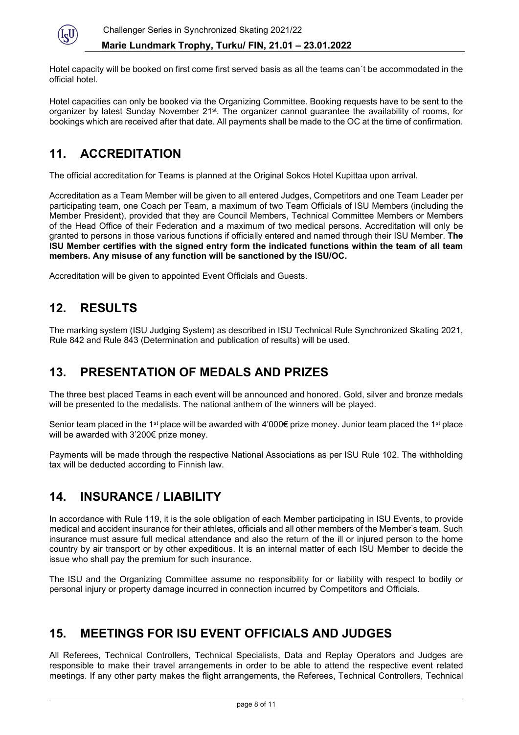Hotel capacity will be booked on first come first served basis as all the teams can´t be accommodated in the official hotel.

Hotel capacities can only be booked via the Organizing Committee. Booking requests have to be sent to the organizer by latest Sunday November 21st. The organizer cannot guarantee the availability of rooms, for bookings which are received after that date. All payments shall be made to the OC at the time of confirmation.

## 11. ACCREDITATION

The official accreditation for Teams is planned at the Original Sokos Hotel Kupittaa upon arrival.

Accreditation as a Team Member will be given to all entered Judges, Competitors and one Team Leader per participating team, one Coach per Team, a maximum of two Team Officials of ISU Members (including the Member President), provided that they are Council Members, Technical Committee Members or Members of the Head Office of their Federation and a maximum of two medical persons. Accreditation will only be granted to persons in those various functions if officially entered and named through their ISU Member. **The ISU Member certifies with the signed entry form the indicated functions within the team of all team members. Any misuse of any function will be sanctioned by the ISU/OC.**

Accreditation will be given to appointed Event Officials and Guests.

## 12. RESULTS

The marking system (ISU Judging System) as described in ISU Technical Rule Synchronized Skating 2021, Rule 842 and Rule 843 (Determination and publication of results) will be used.

## 13. PRESENTATION OF MEDALS AND PRIZES

The three best placed Teams in each event will be announced and honored. Gold, silver and bronze medals will be presented to the medalists. The national anthem of the winners will be played.

Senior team placed in the 1st place will be awarded with 4'000€ prize money. Junior team placed the 1st place will be awarded with 3'200€ prize money.

Payments will be made through the respective National Associations as per ISU Rule 102. The withholding tax will be deducted according to Finnish law.

## 14. INSURANCE / LIABILITY

In accordance with Rule 119, it is the sole obligation of each Member participating in ISU Events, to provide medical and accident insurance for their athletes, officials and all other members of the Member's team. Such insurance must assure full medical attendance and also the return of the ill or injured person to the home country by air transport or by other expeditious. It is an internal matter of each ISU Member to decide the issue who shall pay the premium for such insurance.

The ISU and the Organizing Committee assume no responsibility for or liability with respect to bodily or personal injury or property damage incurred in connection incurred by Competitors and Officials.

## 15. MEETINGS FOR ISU EVENT OFFICIALS AND JUDGES

All Referees, Technical Controllers, Technical Specialists, Data and Replay Operators and Judges are responsible to make their travel arrangements in order to be able to attend the respective event related meetings. If any other party makes the flight arrangements, the Referees, Technical Controllers, Technical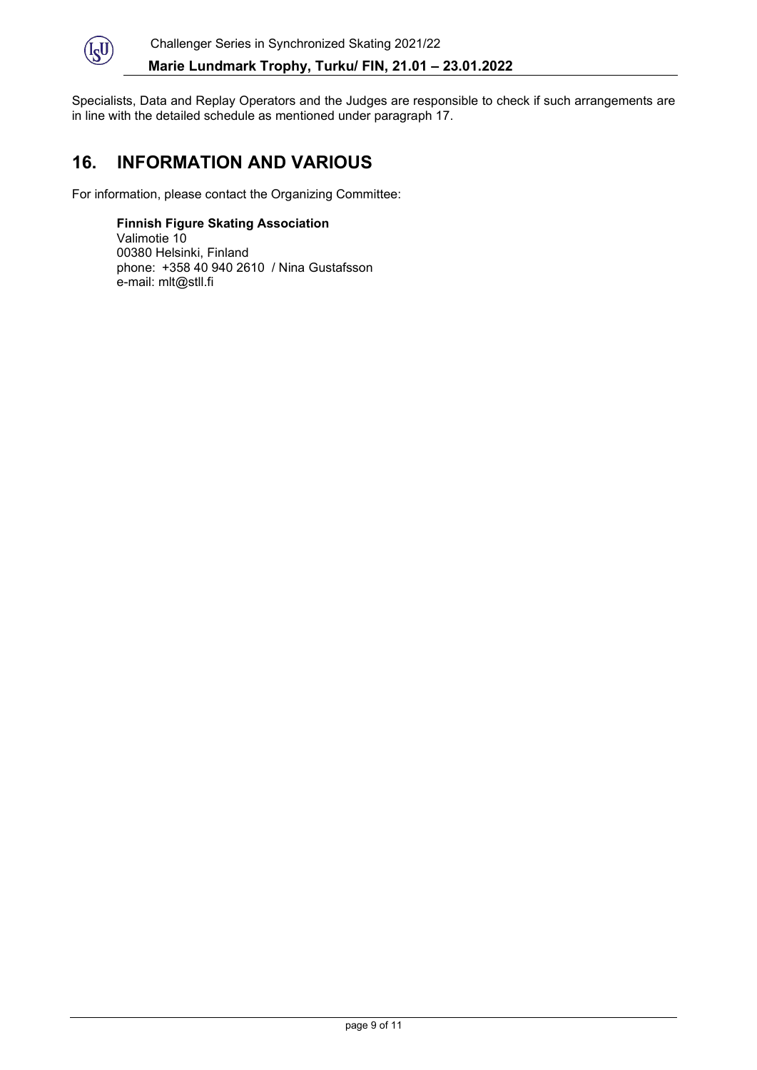Specialists, Data and Replay Operators and the Judges are responsible to check if such arrangements are in line with the detailed schedule as mentioned under paragraph 17.

## 16. INFORMATION AND VARIOUS

For information, please contact the Organizing Committee:

**Finnish Figure Skating Association**
Valimotie 10
00380 Helsinki, Finland
phone: +358 40 940 2610 / Nina Gustafsson
e-mail: mlt@stll.fi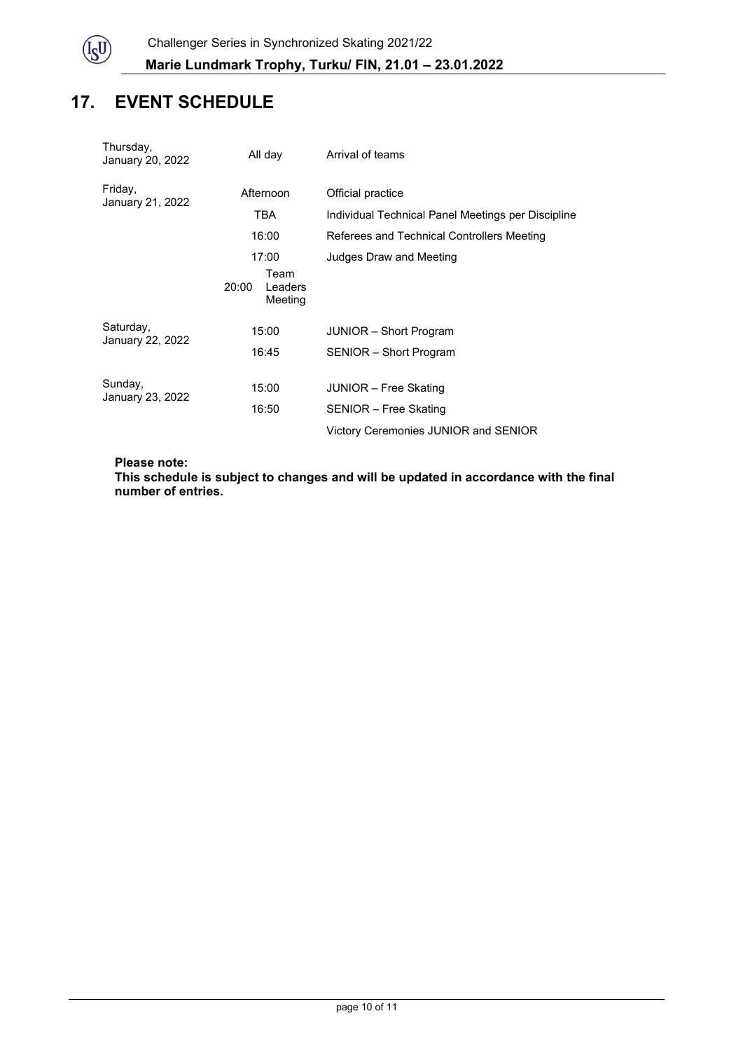## 17. EVENT SCHEDULE

| | | |
|---|---|---|
| Thursday, January 20, 2022 | All day | Arrival of teams |
| Friday, January 21, 2022 | Afternoon | Official practice |
| | TBA | Individual Technical Panel Meetings per Discipline |
| | 16:00 | Referees and Technical Controllers Meeting |
| | 17:00 | Judges Draw and Meeting |
| | 20:00 | Team Leaders Meeting |
| Saturday, January 22, 2022 | 15:00 | JUNIOR – Short Program |
| | 16:45 | SENIOR – Short Program |
| Sunday, January 23, 2022 | 15:00 | JUNIOR – Free Skating |
| | 16:50 | SENIOR – Free Skating |
| | | Victory Ceremonies JUNIOR and SENIOR |

**Please note:**
**This schedule is subject to changes and will be updated in accordance with the final number of entries.**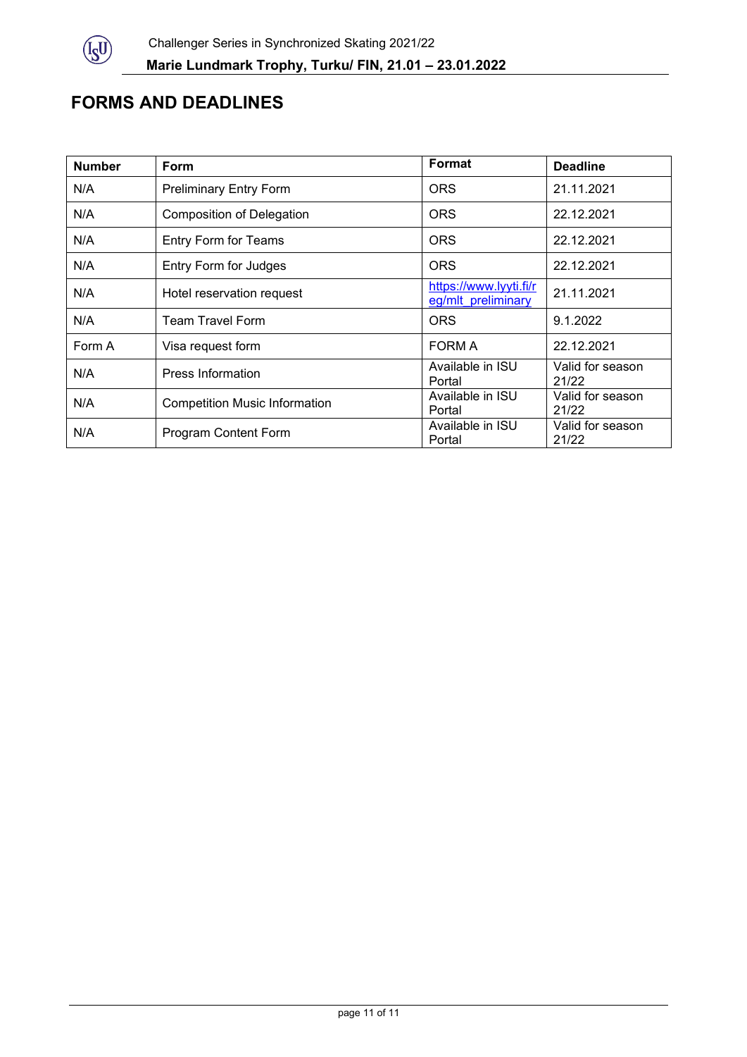# FORMS AND DEADLINES

| Number | Form | Format | Deadline |
|---|---|---|---|
| N/A | Preliminary Entry Form | ORS | 21.11.2021 |
| N/A | Composition of Delegation | ORS | 22.12.2021 |
| N/A | Entry Form for Teams | ORS | 22.12.2021 |
| N/A | Entry Form for Judges | ORS | 22.12.2021 |
| N/A | Hotel reservation request | https://www.lyyti.fi/reg/mlt_preliminary | 21.11.2021 |
| N/A | Team Travel Form | ORS | 9.1.2022 |
| Form A | Visa request form | FORM A | 22.12.2021 |
| N/A | Press Information | Available in ISU Portal | Valid for season 21/22 |
| N/A | Competition Music Information | Available in ISU Portal | Valid for season 21/22 |
| N/A | Program Content Form | Available in ISU Portal | Valid for season 21/22 |